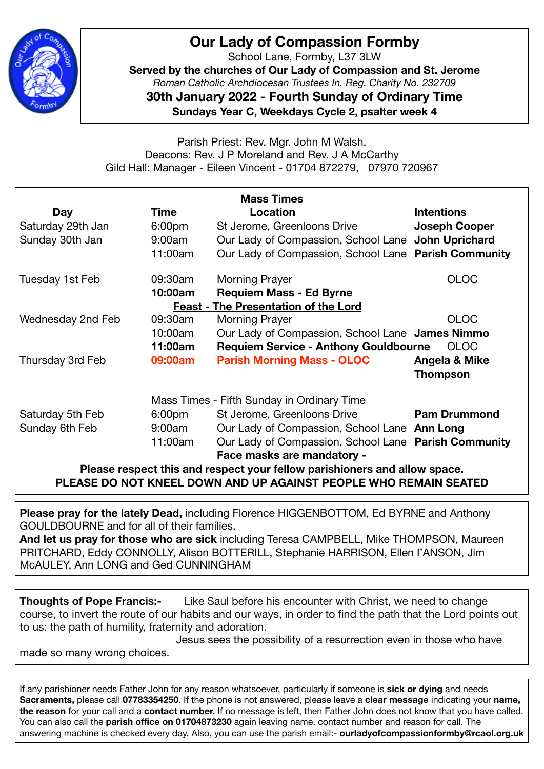# Our Lady of Compassion Formby

School Lane, Formby, L37 3LW

**Served by the churches of Our Lady of Compassion and St. Jerome**

*Roman Catholic Archdiocesan Trustees In. Reg. Charity No. 232709*

## 30th January 2022 - Fourth Sunday of Ordinary Time

**Sundays Year C, Weekdays Cycle 2, psalter week 4**

Parish Priest: Rev. Mgr. John M Walsh.
Deacons: Rev. J P Moreland and Rev. J A McCarthy
Gild Hall: Manager - Eileen Vincent - 01704 872279, 07970 720967

**Mass Times**

| Day | Time | Location | Intentions |
|---|---|---|---|
| Saturday 29th Jan | 6:00pm | St Jerome, Greenloons Drive | **Joseph Cooper** |
| Sunday 30th Jan | 9:00am | Our Lady of Compassion, School Lane | **John Uprichard** |
| | 11:00am | Our Lady of Compassion, School Lane | **Parish Community** |
| Tuesday 1st Feb | 09:30am | Morning Prayer | OLOC |
| | **10:00am** | **Requiem Mass - Ed Byrne** | |
| | | **Feast - The Presentation of the Lord** | |
| Wednesday 2nd Feb | 09:30am | Morning Prayer | OLOC |
| | 10:00am | Our Lady of Compassion, School Lane | **James Nimmo** |
| | **11:00am** | **Requiem Service - Anthony Gouldbourne** | OLOC |
| Thursday 3rd Feb | **09:00am** | **Parish Morning Mass - OLOC** | **Angela & Mike Thompson** |
| | | Mass Times - Fifth Sunday in Ordinary Time | |
| Saturday 5th Feb | 6:00pm | St Jerome, Greenloons Drive | **Pam Drummond** |
| Sunday 6th Feb | 9:00am | Our Lady of Compassion, School Lane | **Ann Long** |
| | 11:00am | Our Lady of Compassion, School Lane | **Parish Community** |

**Face masks are mandatory -**

**Please respect this and respect your fellow parishioners and allow space.**

**PLEASE DO NOT KNEEL DOWN AND UP AGAINST PEOPLE WHO REMAIN SEATED**

**Please pray for the lately Dead,** including Florence HIGGENBOTTOM, Ed BYRNE and Anthony GOULDBOURNE and for all of their families.
**And let us pray for those who are sick** including Teresa CAMPBELL, Mike THOMPSON, Maureen PRITCHARD, Eddy CONNOLLY, Alison BOTTERILL, Stephanie HARRISON, Ellen I'ANSON, Jim McAULEY, Ann LONG and Ged CUNNINGHAM

**Thoughts of Pope Francis:-** Like Saul before his encounter with Christ, we need to change course, to invert the route of our habits and our ways, in order to find the path that the Lord points out to us: the path of humility, fraternity and adoration.

Jesus sees the possibility of a resurrection even in those who have made so many wrong choices.

If any parishioner needs Father John for any reason whatsoever, particularly if someone is **sick or dying** and needs **Sacraments,** please call **07783354250**. If the phone is not answered, please leave a **clear message** indicating your **name, the reason** for your call and a **contact number.** If no message is left, then Father John does not know that you have called. You can also call the **parish office on 01704873230** again leaving name, contact number and reason for call. The answering machine is checked every day. Also, you can use the parish email:- **ourladyofcompassionformby@rcaol.org.uk**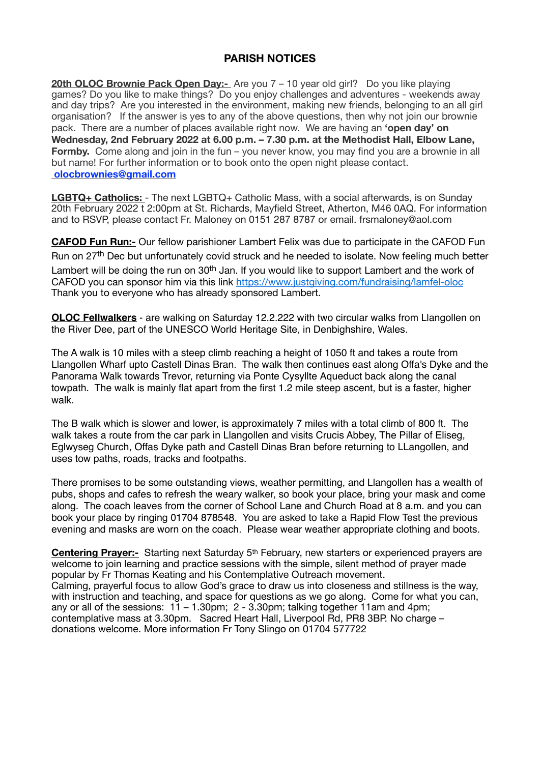## PARISH NOTICES

**20th OLOC Brownie Pack Open Day:-** Are you 7 – 10 year old girl? Do you like playing games? Do you like to make things? Do you enjoy challenges and adventures - weekends away and day trips? Are you interested in the environment, making new friends, belonging to an all girl organisation? If the answer is yes to any of the above questions, then why not join our brownie pack. There are a number of places available right now. We are having an **'open day' on Wednesday, 2nd February 2022 at 6.00 p.m. – 7.30 p.m. at the Methodist Hall, Elbow Lane, Formby.** Come along and join in the fun – you never know, you may find you are a brownie in all but name! For further information or to book onto the open night please contact. **olocbrownies@gmail.com**

**LGBTQ+ Catholics:** - The next LGBTQ+ Catholic Mass, with a social afterwards, is on Sunday 20th February 2022 t 2:00pm at St. Richards, Mayfield Street, Atherton, M46 0AQ. For information and to RSVP, please contact Fr. Maloney on 0151 287 8787 or email. frsmaloney@aol.com

**CAFOD Fun Run:-** Our fellow parishioner Lambert Felix was due to participate in the CAFOD Fun Run on 27th Dec but unfortunately covid struck and he needed to isolate. Now feeling much better Lambert will be doing the run on 30th Jan. If you would like to support Lambert and the work of CAFOD you can sponsor him via this link https://www.justgiving.com/fundraising/lamfel-oloc Thank you to everyone who has already sponsored Lambert.

**OLOC Fellwalkers** - are walking on Saturday 12.2.222 with two circular walks from Llangollen on the River Dee, part of the UNESCO World Heritage Site, in Denbighshire, Wales.

The A walk is 10 miles with a steep climb reaching a height of 1050 ft and takes a route from Llangollen Wharf upto Castell Dinas Bran. The walk then continues east along Offa's Dyke and the Panorama Walk towards Trevor, returning via Ponte Cysyllte Aqueduct back along the canal towpath. The walk is mainly flat apart from the first 1.2 mile steep ascent, but is a faster, higher walk.

The B walk which is slower and lower, is approximately 7 miles with a total climb of 800 ft. The walk takes a route from the car park in Llangollen and visits Crucis Abbey, The Pillar of Eliseg, Eglwyseg Church, Offas Dyke path and Castell Dinas Bran before returning to LLangollen, and uses tow paths, roads, tracks and footpaths.

There promises to be some outstanding views, weather permitting, and Llangollen has a wealth of pubs, shops and cafes to refresh the weary walker, so book your place, bring your mask and come along. The coach leaves from the corner of School Lane and Church Road at 8 a.m. and you can book your place by ringing 01704 878548. You are asked to take a Rapid Flow Test the previous evening and masks are worn on the coach. Please wear weather appropriate clothing and boots.

**Centering Prayer:-** Starting next Saturday 5th February, new starters or experienced prayers are welcome to join learning and practice sessions with the simple, silent method of prayer made popular by Fr Thomas Keating and his Contemplative Outreach movement.
Calming, prayerful focus to allow God's grace to draw us into closeness and stillness is the way, with instruction and teaching, and space for questions as we go along. Come for what you can, any or all of the sessions: 11 – 1.30pm; 2 - 3.30pm; talking together 11am and 4pm; contemplative mass at 3.30pm. Sacred Heart Hall, Liverpool Rd, PR8 3BP. No charge – donations welcome. More information Fr Tony Slingo on 01704 577722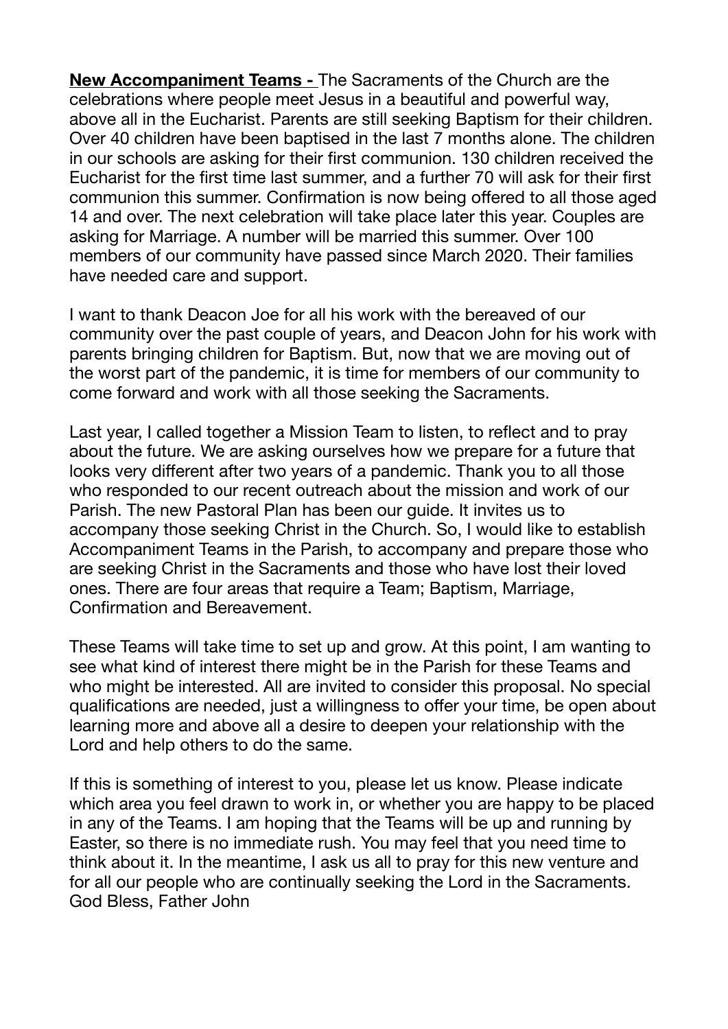**New Accompaniment Teams -** The Sacraments of the Church are the celebrations where people meet Jesus in a beautiful and powerful way, above all in the Eucharist. Parents are still seeking Baptism for their children. Over 40 children have been baptised in the last 7 months alone. The children in our schools are asking for their first communion. 130 children received the Eucharist for the first time last summer, and a further 70 will ask for their first communion this summer. Confirmation is now being offered to all those aged 14 and over. The next celebration will take place later this year. Couples are asking for Marriage. A number will be married this summer. Over 100 members of our community have passed since March 2020. Their families have needed care and support.

I want to thank Deacon Joe for all his work with the bereaved of our community over the past couple of years, and Deacon John for his work with parents bringing children for Baptism. But, now that we are moving out of the worst part of the pandemic, it is time for members of our community to come forward and work with all those seeking the Sacraments.

Last year, I called together a Mission Team to listen, to reflect and to pray about the future. We are asking ourselves how we prepare for a future that looks very different after two years of a pandemic. Thank you to all those who responded to our recent outreach about the mission and work of our Parish. The new Pastoral Plan has been our guide. It invites us to accompany those seeking Christ in the Church. So, I would like to establish Accompaniment Teams in the Parish, to accompany and prepare those who are seeking Christ in the Sacraments and those who have lost their loved ones. There are four areas that require a Team; Baptism, Marriage, Confirmation and Bereavement.

These Teams will take time to set up and grow. At this point, I am wanting to see what kind of interest there might be in the Parish for these Teams and who might be interested. All are invited to consider this proposal. No special qualifications are needed, just a willingness to offer your time, be open about learning more and above all a desire to deepen your relationship with the Lord and help others to do the same.

If this is something of interest to you, please let us know. Please indicate which area you feel drawn to work in, or whether you are happy to be placed in any of the Teams. I am hoping that the Teams will be up and running by Easter, so there is no immediate rush. You may feel that you need time to think about it. In the meantime, I ask us all to pray for this new venture and for all our people who are continually seeking the Lord in the Sacraments.
God Bless, Father John